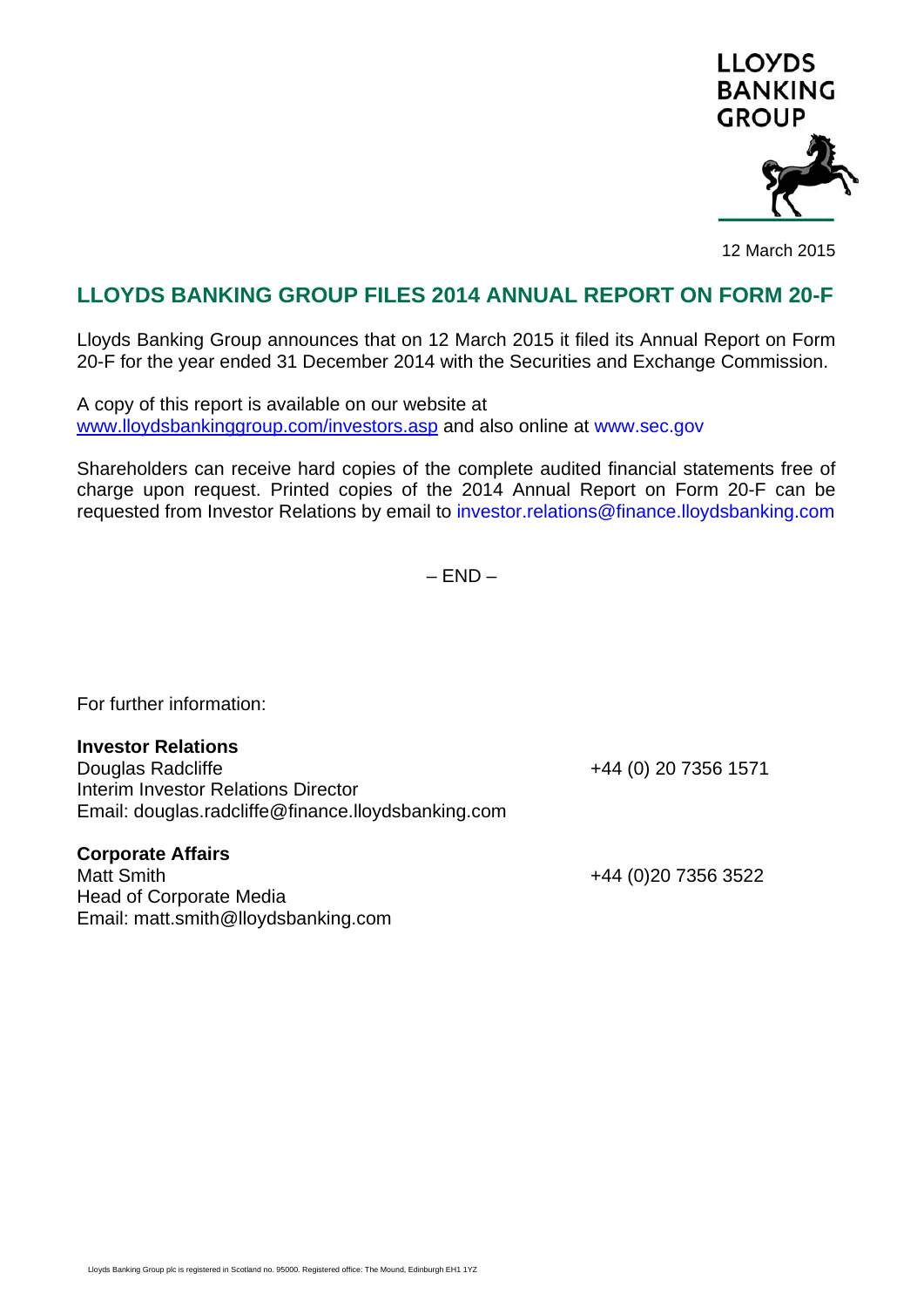LLOYDS BANKING GROUP

12 March 2015

# LLOYDS BANKING GROUP FILES 2014 ANNUAL REPORT ON FORM 20-F

Lloyds Banking Group announces that on 12 March 2015 it filed its Annual Report on Form 20-F for the year ended 31 December 2014 with the Securities and Exchange Commission.

A copy of this report is available on our website at www.lloydsbankinggroup.com/investors.asp and also online at www.sec.gov

Shareholders can receive hard copies of the complete audited financial statements free of charge upon request. Printed copies of the 2014 Annual Report on Form 20-F can be requested from Investor Relations by email to investor.relations@finance.lloydsbanking.com

– END –

For further information:

**Investor Relations**
Douglas Radcliffe — +44 (0) 20 7356 1571
Interim Investor Relations Director
Email: douglas.radcliffe@finance.lloydsbanking.com

**Corporate Affairs**
Matt Smith — +44 (0)20 7356 3522
Head of Corporate Media
Email: matt.smith@lloydsbanking.com

Lloyds Banking Group plc is registered in Scotland no. 95000. Registered office: The Mound, Edinburgh EH1 1YZ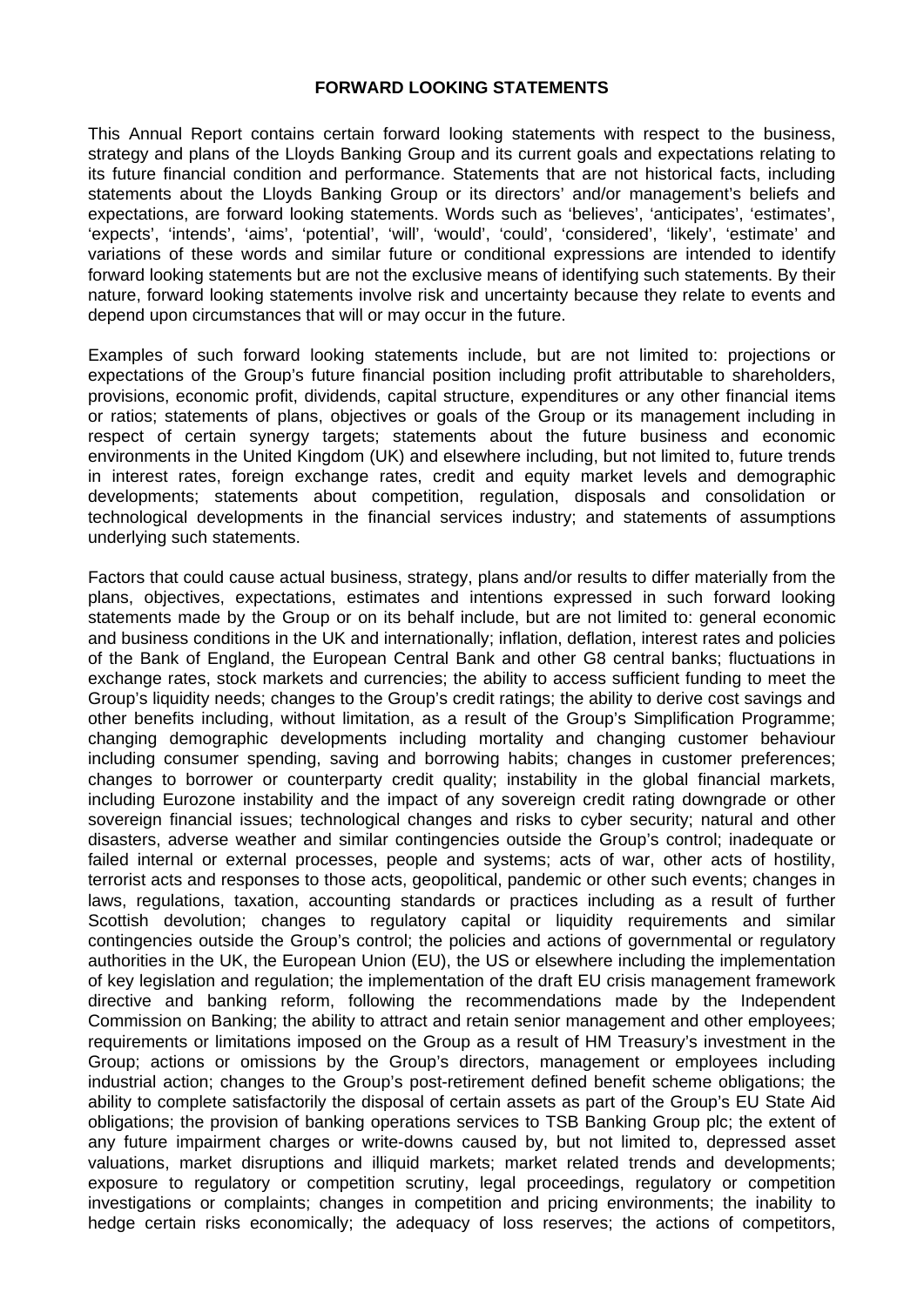**FORWARD LOOKING STATEMENTS**

This Annual Report contains certain forward looking statements with respect to the business, strategy and plans of the Lloyds Banking Group and its current goals and expectations relating to its future financial condition and performance. Statements that are not historical facts, including statements about the Lloyds Banking Group or its directors' and/or management's beliefs and expectations, are forward looking statements. Words such as 'believes', 'anticipates', 'estimates', 'expects', 'intends', 'aims', 'potential', 'will', 'would', 'could', 'considered', 'likely', 'estimate' and variations of these words and similar future or conditional expressions are intended to identify forward looking statements but are not the exclusive means of identifying such statements. By their nature, forward looking statements involve risk and uncertainty because they relate to events and depend upon circumstances that will or may occur in the future.

Examples of such forward looking statements include, but are not limited to: projections or expectations of the Group's future financial position including profit attributable to shareholders, provisions, economic profit, dividends, capital structure, expenditures or any other financial items or ratios; statements of plans, objectives or goals of the Group or its management including in respect of certain synergy targets; statements about the future business and economic environments in the United Kingdom (UK) and elsewhere including, but not limited to, future trends in interest rates, foreign exchange rates, credit and equity market levels and demographic developments; statements about competition, regulation, disposals and consolidation or technological developments in the financial services industry; and statements of assumptions underlying such statements.

Factors that could cause actual business, strategy, plans and/or results to differ materially from the plans, objectives, expectations, estimates and intentions expressed in such forward looking statements made by the Group or on its behalf include, but are not limited to: general economic and business conditions in the UK and internationally; inflation, deflation, interest rates and policies of the Bank of England, the European Central Bank and other G8 central banks; fluctuations in exchange rates, stock markets and currencies; the ability to access sufficient funding to meet the Group's liquidity needs; changes to the Group's credit ratings; the ability to derive cost savings and other benefits including, without limitation, as a result of the Group's Simplification Programme; changing demographic developments including mortality and changing customer behaviour including consumer spending, saving and borrowing habits; changes in customer preferences; changes to borrower or counterparty credit quality; instability in the global financial markets, including Eurozone instability and the impact of any sovereign credit rating downgrade or other sovereign financial issues; technological changes and risks to cyber security; natural and other disasters, adverse weather and similar contingencies outside the Group's control; inadequate or failed internal or external processes, people and systems; acts of war, other acts of hostility, terrorist acts and responses to those acts, geopolitical, pandemic or other such events; changes in laws, regulations, taxation, accounting standards or practices including as a result of further Scottish devolution; changes to regulatory capital or liquidity requirements and similar contingencies outside the Group's control; the policies and actions of governmental or regulatory authorities in the UK, the European Union (EU), the US or elsewhere including the implementation of key legislation and regulation; the implementation of the draft EU crisis management framework directive and banking reform, following the recommendations made by the Independent Commission on Banking; the ability to attract and retain senior management and other employees; requirements or limitations imposed on the Group as a result of HM Treasury's investment in the Group; actions or omissions by the Group's directors, management or employees including industrial action; changes to the Group's post-retirement defined benefit scheme obligations; the ability to complete satisfactorily the disposal of certain assets as part of the Group's EU State Aid obligations; the provision of banking operations services to TSB Banking Group plc; the extent of any future impairment charges or write-downs caused by, but not limited to, depressed asset valuations, market disruptions and illiquid markets; market related trends and developments; exposure to regulatory or competition scrutiny, legal proceedings, regulatory or competition investigations or complaints; changes in competition and pricing environments; the inability to hedge certain risks economically; the adequacy of loss reserves; the actions of competitors,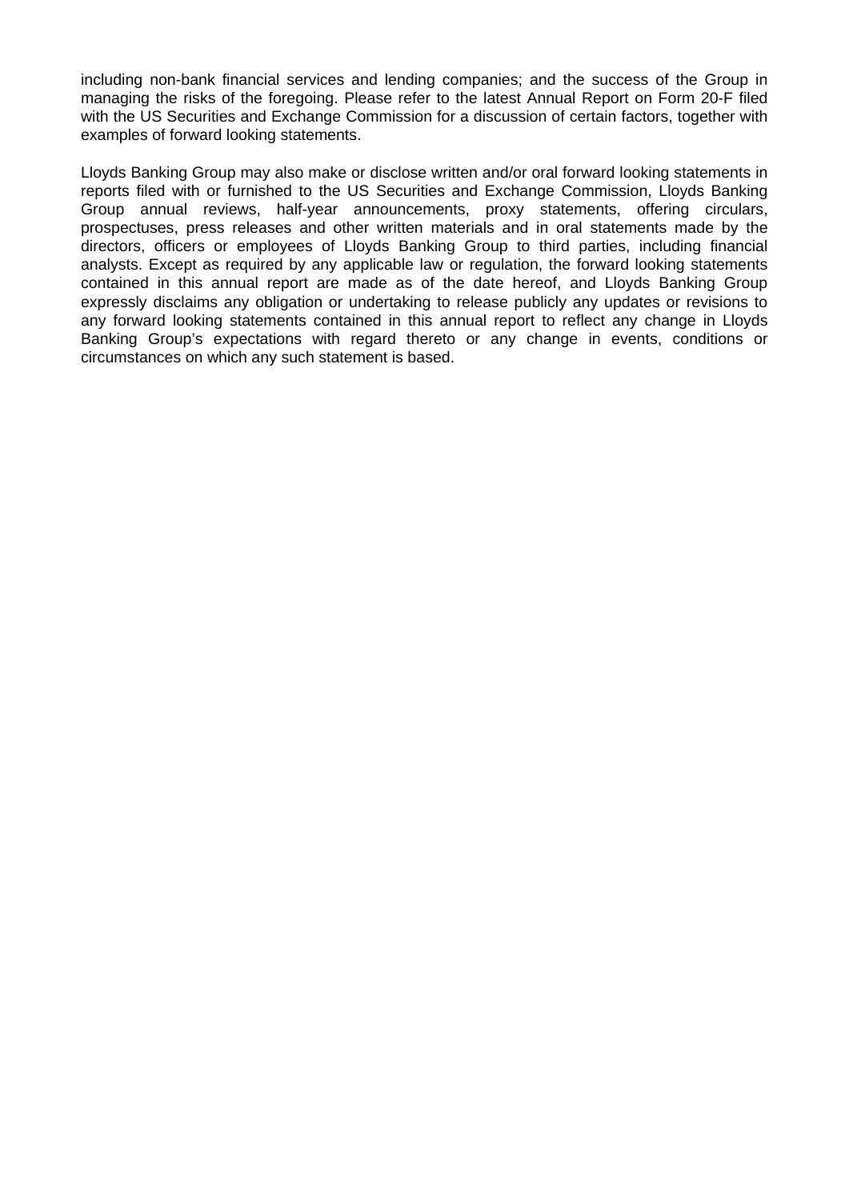including non-bank financial services and lending companies; and the success of the Group in managing the risks of the foregoing. Please refer to the latest Annual Report on Form 20-F filed with the US Securities and Exchange Commission for a discussion of certain factors, together with examples of forward looking statements.

Lloyds Banking Group may also make or disclose written and/or oral forward looking statements in reports filed with or furnished to the US Securities and Exchange Commission, Lloyds Banking Group annual reviews, half-year announcements, proxy statements, offering circulars, prospectuses, press releases and other written materials and in oral statements made by the directors, officers or employees of Lloyds Banking Group to third parties, including financial analysts. Except as required by any applicable law or regulation, the forward looking statements contained in this annual report are made as of the date hereof, and Lloyds Banking Group expressly disclaims any obligation or undertaking to release publicly any updates or revisions to any forward looking statements contained in this annual report to reflect any change in Lloyds Banking Group's expectations with regard thereto or any change in events, conditions or circumstances on which any such statement is based.